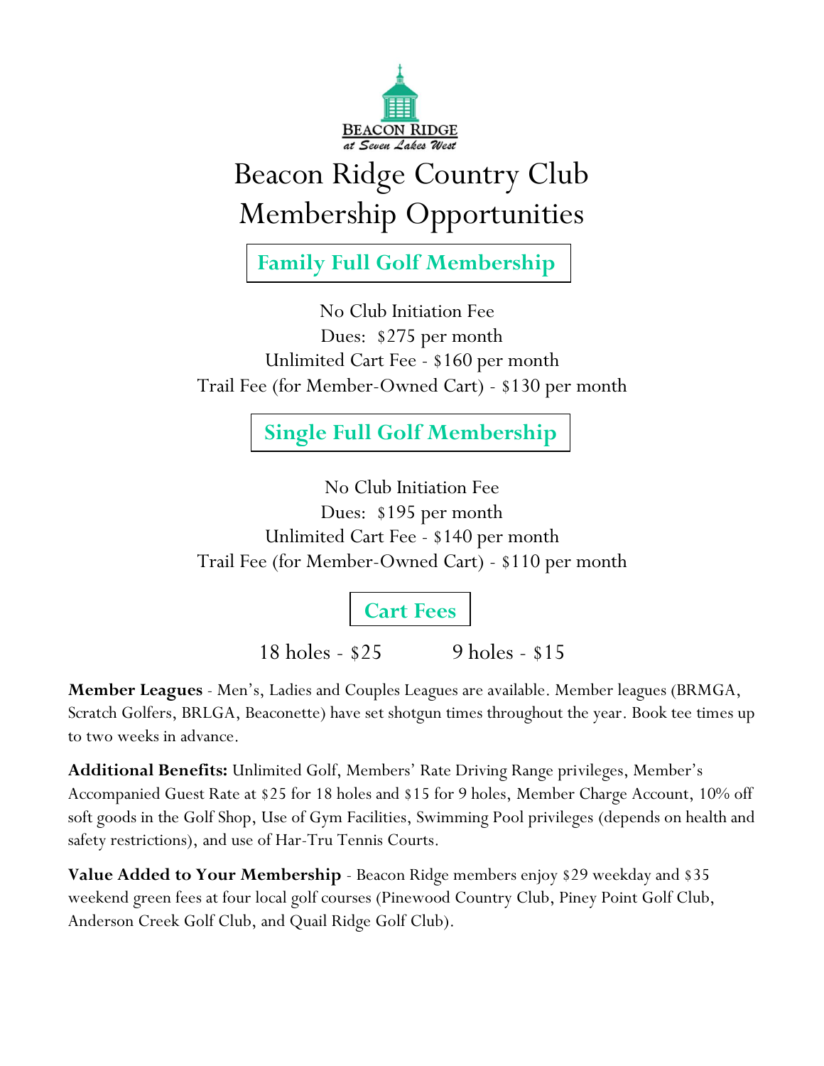BEACON RIDGE
*at Seven Lakes West*

# Beacon Ridge Country Club Membership Opportunities

## Family Full Golf Membership

No Club Initiation Fee
Dues: $275 per month
Unlimited Cart Fee - $160 per month
Trail Fee (for Member-Owned Cart) - $130 per month

## Single Full Golf Membership

No Club Initiation Fee
Dues: $195 per month
Unlimited Cart Fee - $140 per month
Trail Fee (for Member-Owned Cart) - $110 per month

## Cart Fees

18 holes - $25 9 holes - $15

**Member Leagues** - Men's, Ladies and Couples Leagues are available. Member leagues (BRMGA, Scratch Golfers, BRLGA, Beaconette) have set shotgun times throughout the year. Book tee times up to two weeks in advance.

**Additional Benefits:** Unlimited Golf, Members' Rate Driving Range privileges, Member's Accompanied Guest Rate at $25 for 18 holes and $15 for 9 holes, Member Charge Account, 10% off soft goods in the Golf Shop, Use of Gym Facilities, Swimming Pool privileges (depends on health and safety restrictions), and use of Har-Tru Tennis Courts.

**Value Added to Your Membership** - Beacon Ridge members enjoy $29 weekday and $35 weekend green fees at four local golf courses (Pinewood Country Club, Piney Point Golf Club, Anderson Creek Golf Club, and Quail Ridge Golf Club).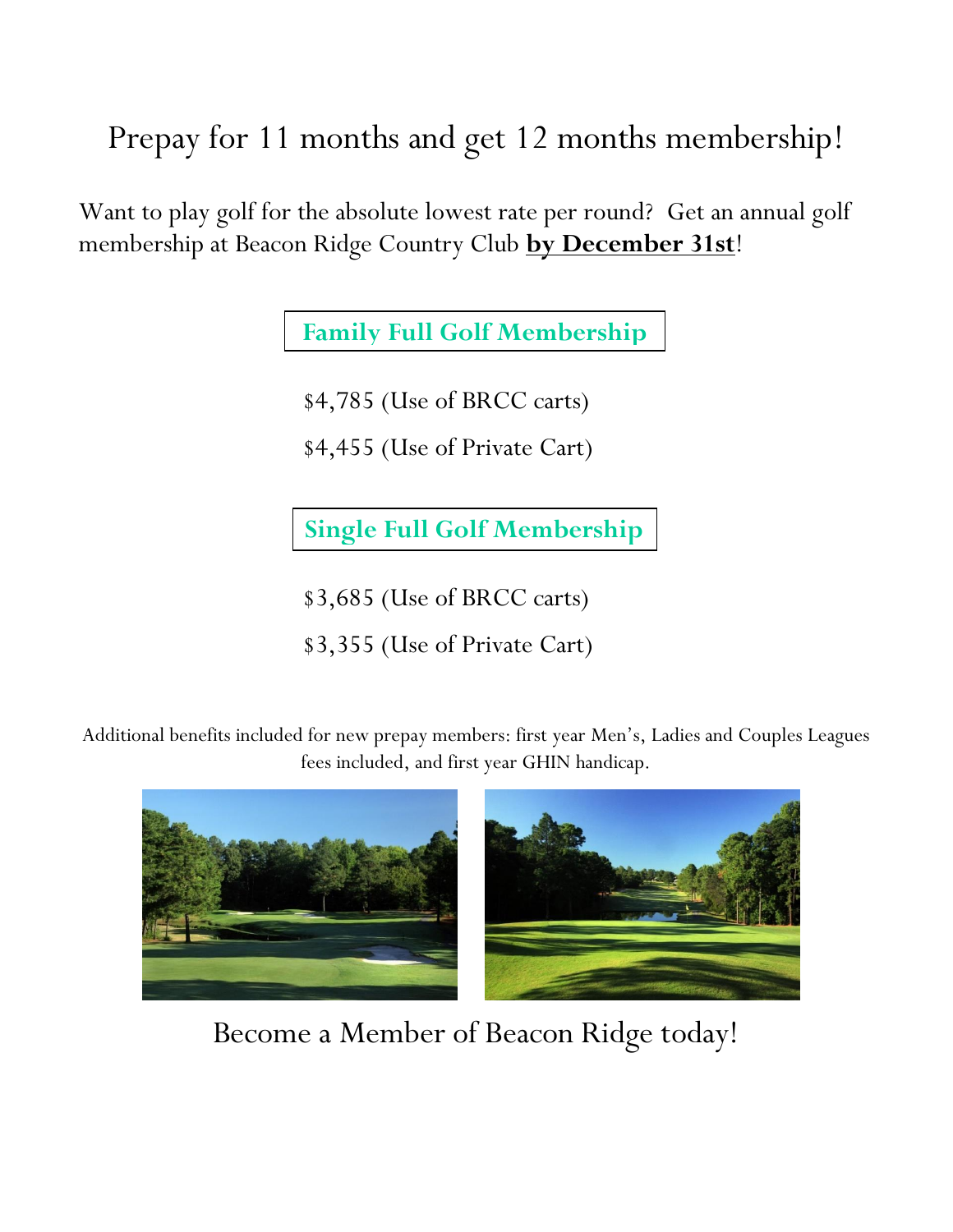# Prepay for 11 months and get 12 months membership!

Want to play golf for the absolute lowest rate per round? Get an annual golf membership at Beacon Ridge Country Club **by December 31st**!

## Family Full Golf Membership

$4,785 (Use of BRCC carts)

$4,455 (Use of Private Cart)

## Single Full Golf Membership

$3,685 (Use of BRCC carts)

$3,355 (Use of Private Cart)

Additional benefits included for new prepay members: first year Men's, Ladies and Couples Leagues fees included, and first year GHIN handicap.

Become a Member of Beacon Ridge today!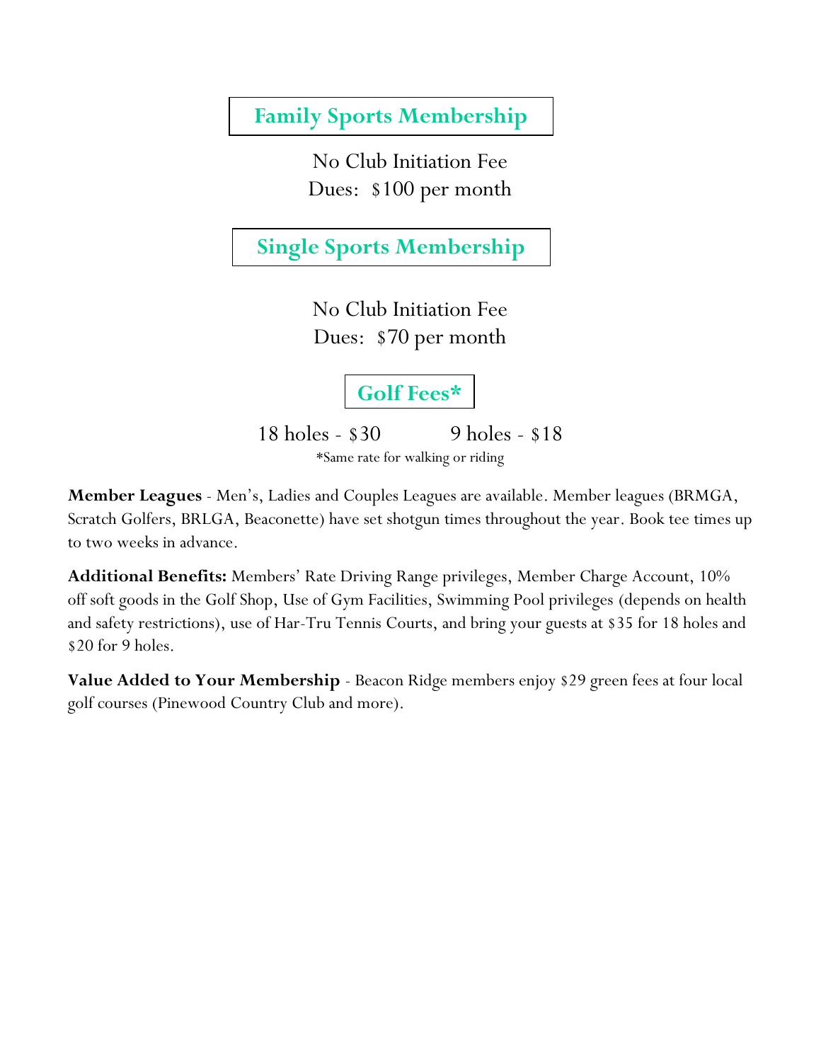## Family Sports Membership

No Club Initiation Fee
Dues: $100 per month

## Single Sports Membership

No Club Initiation Fee
Dues: $70 per month

## Golf Fees*

18 holes - $30 9 holes - $18

*Same rate for walking or riding

**Member Leagues** - Men's, Ladies and Couples Leagues are available. Member leagues (BRMGA, Scratch Golfers, BRLGA, Beaconette) have set shotgun times throughout the year. Book tee times up to two weeks in advance.

**Additional Benefits:** Members' Rate Driving Range privileges, Member Charge Account, 10% off soft goods in the Golf Shop, Use of Gym Facilities, Swimming Pool privileges (depends on health and safety restrictions), use of Har-Tru Tennis Courts, and bring your guests at $35 for 18 holes and $20 for 9 holes.

**Value Added to Your Membership** - Beacon Ridge members enjoy $29 green fees at four local golf courses (Pinewood Country Club and more).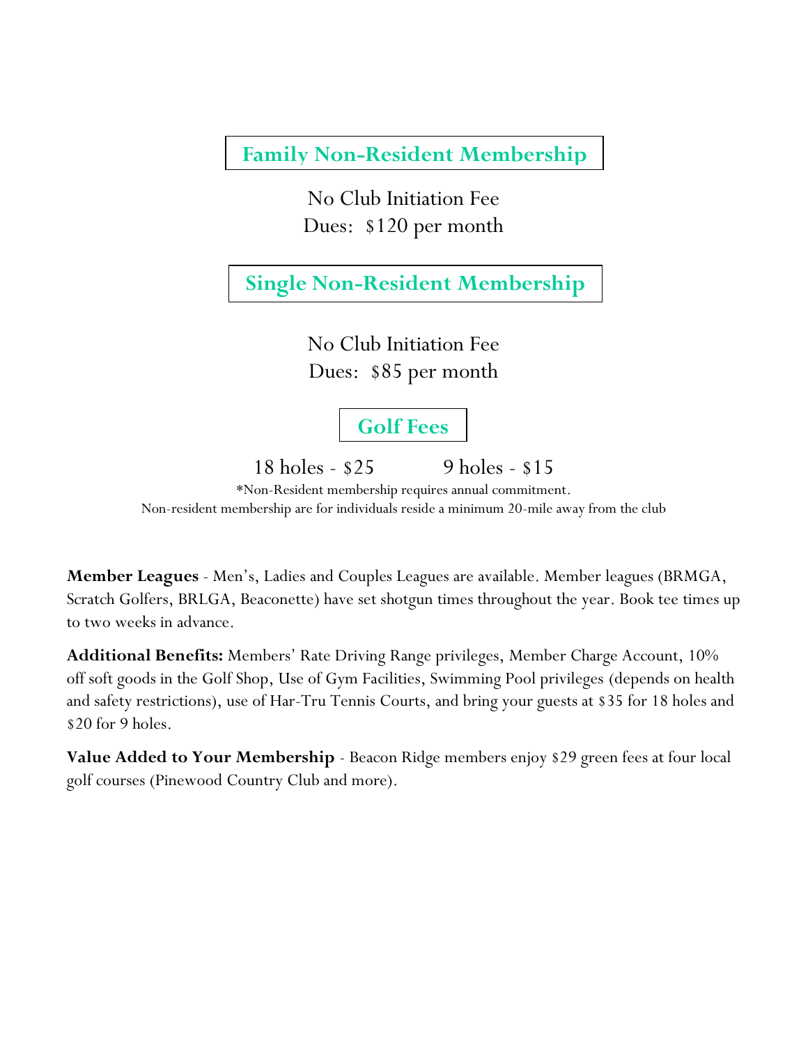## Family Non-Resident Membership

No Club Initiation Fee
Dues: $120 per month

## Single Non-Resident Membership

No Club Initiation Fee
Dues: $85 per month

## Golf Fees

18 holes - $25 9 holes - $15

*Non-Resident membership requires annual commitment.
Non-resident membership are for individuals reside a minimum 20-mile away from the club

**Member Leagues** - Men's, Ladies and Couples Leagues are available. Member leagues (BRMGA, Scratch Golfers, BRLGA, Beaconette) have set shotgun times throughout the year. Book tee times up to two weeks in advance.

**Additional Benefits:** Members' Rate Driving Range privileges, Member Charge Account, 10% off soft goods in the Golf Shop, Use of Gym Facilities, Swimming Pool privileges (depends on health and safety restrictions), use of Har-Tru Tennis Courts, and bring your guests at $35 for 18 holes and $20 for 9 holes.

**Value Added to Your Membership** - Beacon Ridge members enjoy $29 green fees at four local golf courses (Pinewood Country Club and more).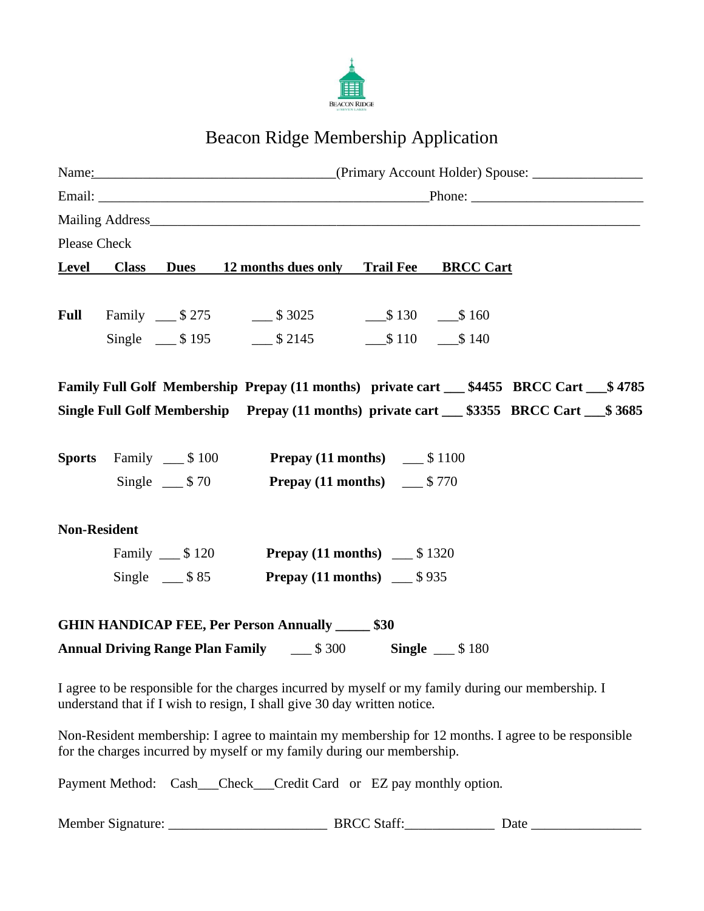# Beacon Ridge Membership Application

Name:\_\_\_\_\_\_\_\_\_\_\_\_\_\_\_\_\_\_\_\_\_\_\_\_\_\_\_\_\_\_\_\_\_\_(Primary Account Holder) Spouse: \_\_\_\_\_\_\_\_\_\_\_\_\_\_\_\_

Email: \_\_\_\_\_\_\_\_\_\_\_\_\_\_\_\_\_\_\_\_\_\_\_\_\_\_\_\_\_\_\_\_\_\_\_\_\_\_\_\_\_\_\_\_\_\_Phone: \_\_\_\_\_\_\_\_\_\_\_\_\_\_\_\_\_\_\_\_\_\_\_\_

Mailing Address\_\_\_\_\_\_\_\_\_\_\_\_\_\_\_\_\_\_\_\_\_\_\_\_\_\_\_\_\_\_\_\_\_\_\_\_\_\_\_\_\_\_\_\_\_\_\_\_\_\_\_\_\_\_\_\_\_\_\_\_\_\_\_\_\_\_\_\_\_\_

Please Check

| Level | Class | Dues | 12 months dues only | Trail Fee | BRCC Cart |
|---|---|---|---|---|---|
| **Full** | Family | ___ $ 275 | ___ $ 3025 | ___$ 130 | ___$ 160 |
| | Single | ___ $ 195 | ___ $ 2145 | ___$ 110 | ___$ 140 |

**Family Full Golf Membership Prepay (11 months) private cart ___ $4455 BRCC Cart ___$ 4785**

**Single Full Golf Membership Prepay (11 months) private cart ___ $3355 BRCC Cart ___$ 3685**

**Sports** Family ___ $ 100 **Prepay (11 months)** ___ $ 1100

Single ___ $ 70 **Prepay (11 months)** ___ $ 770

**Non-Resident**

Family ___ $ 120 **Prepay (11 months)** ___ $ 1320

Single ___ $ 85 **Prepay (11 months)** ___ $ 935

**GHIN HANDICAP FEE, Per Person Annually _____ $30**

**Annual Driving Range Plan Family** ___ $ 300 **Single** ___ $ 180

I agree to be responsible for the charges incurred by myself or my family during our membership. I understand that if I wish to resign, I shall give 30 day written notice.

Non-Resident membership: I agree to maintain my membership for 12 months. I agree to be responsible for the charges incurred by myself or my family during our membership.

Payment Method: Cash___Check___Credit Card or EZ pay monthly option.

Member Signature: \_\_\_\_\_\_\_\_\_\_\_\_\_\_\_\_\_\_\_\_\_\_\_ BRCC Staff:\_\_\_\_\_\_\_\_\_\_\_\_\_ Date \_\_\_\_\_\_\_\_\_\_\_\_\_\_\_\_